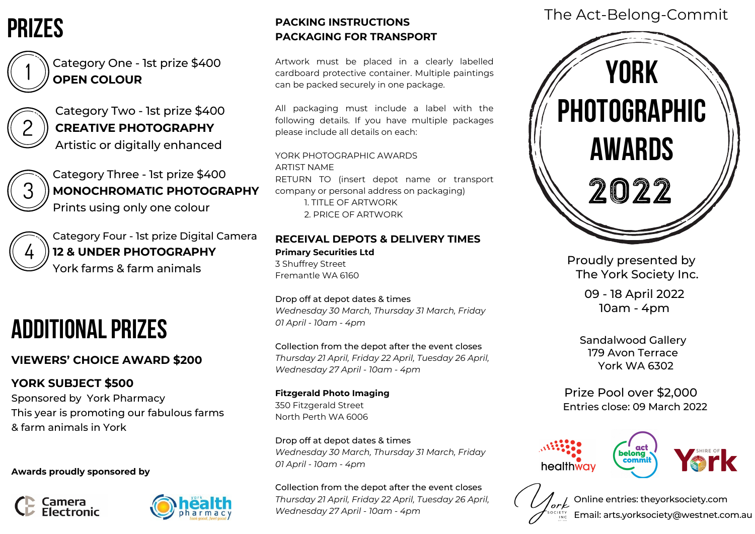# PRIZES

1. Category One - 1st prize $400
   **OPEN COLOUR**

2. Category Two - 1st prize $400
   **CREATIVE PHOTOGRAPHY**
   Artistic or digitally enhanced

3. Category Three - 1st prize $400
   **MONOCHROMATIC PHOTOGRAPHY**
   Prints using only one colour

4. Category Four - 1st prize Digital Camera
   **12 & UNDER PHOTOGRAPHY**
   York farms & farm animals

# ADDITIONAL PRIZES

**VIEWERS' CHOICE AWARD $200**

**YORK SUBJECT $500**
Sponsored by York Pharmacy
This year is promoting our fabulous farms & farm animals in York

**Awards proudly sponsored by**

Camera Electronic

york health pharmacy

## PACKING INSTRUCTIONS
## PACKAGING FOR TRANSPORT

Artwork must be placed in a clearly labelled cardboard protective container. Multiple paintings can be packed securely in one package.

All packaging must include a label with the following details. If you have multiple packages please include all details on each:

YORK PHOTOGRAPHIC AWARDS
ARTIST NAME
RETURN TO (insert depot name or transport company or personal address on packaging)

1. TITLE OF ARTWORK
2. PRICE OF ARTWORK

## RECEIVAL DEPOTS & DELIVERY TIMES

**Primary Securities Ltd**
3 Shuffrey Street
Fremantle WA 6160

Drop off at depot dates & times
*Wednesday 30 March, Thursday 31 March, Friday 01 April - 10am - 4pm*

Collection from the depot after the event closes
*Thursday 21 April, Friday 22 April, Tuesday 26 April, Wednesday 27 April - 10am - 4pm*

**Fitzgerald Photo Imaging**
350 Fitzgerald Street
North Perth WA 6006

Drop off at depot dates & times
*Wednesday 30 March, Thursday 31 March, Friday 01 April - 10am - 4pm*

Collection from the depot after the event closes
*Thursday 21 April, Friday 22 April, Tuesday 26 April, Wednesday 27 April - 10am - 4pm*

The Act-Belong-Commit

# YORK PHOTOGRAPHIC AWARDS 2022

Proudly presented by
The York Society Inc.

09 - 18 April 2022
10am - 4pm

Sandalwood Gallery
179 Avon Terrace
York WA 6302

Prize Pool over $2,000
Entries close: 09 March 2022

healthway · act belong commit · Shire of York

Online entries: theyorksociety.com
Email: arts.yorksociety@westnet.com.au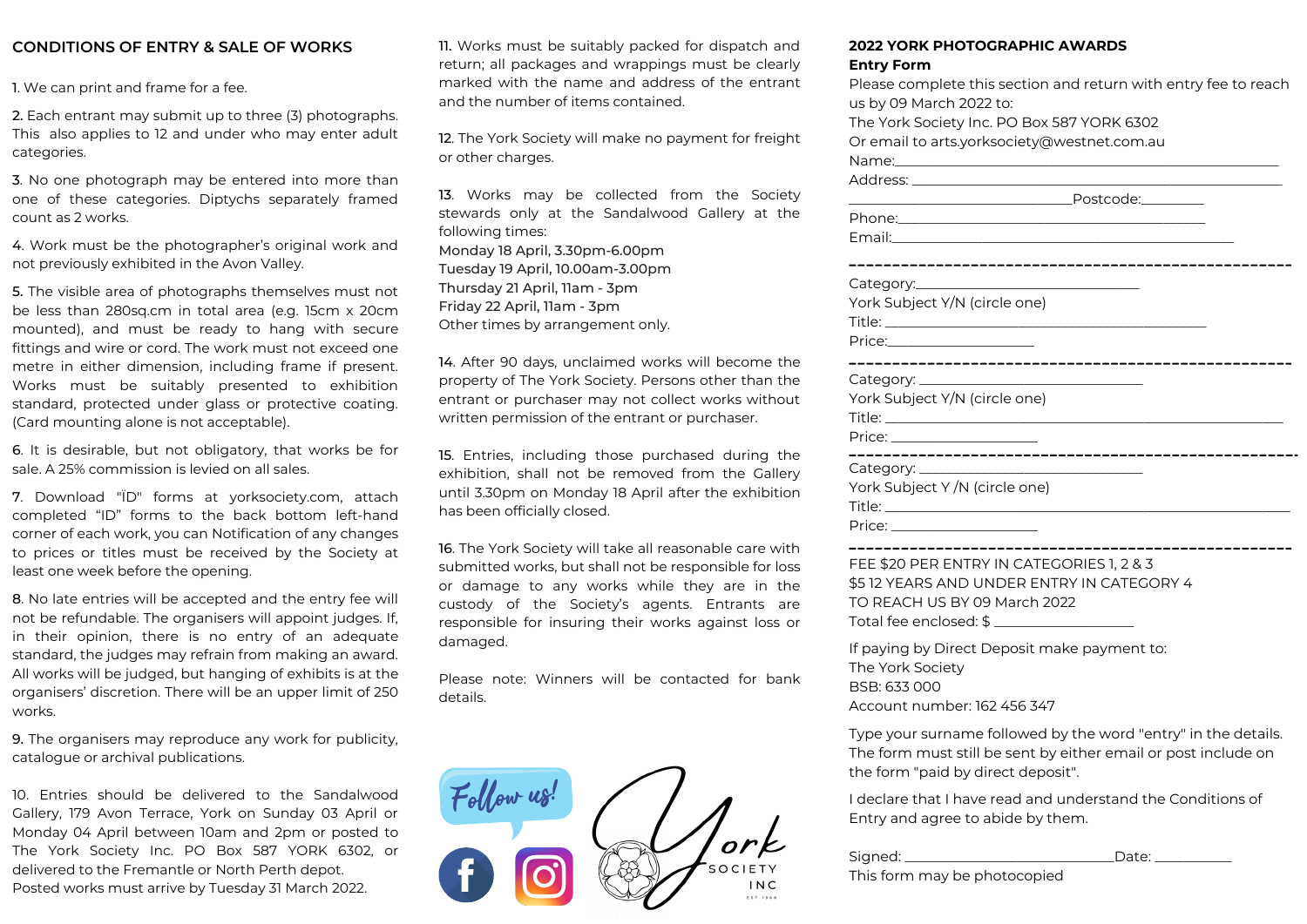## CONDITIONS OF ENTRY & SALE OF WORKS

**1**. We can print and frame for a fee.

**2.** Each entrant may submit up to three (3) photographs. This also applies to 12 and under who may enter adult categories.

**3**. No one photograph may be entered into more than one of these categories. Diptychs separately framed count as 2 works.

**4**. Work must be the photographer's original work and not previously exhibited in the Avon Valley.

**5.** The visible area of photographs themselves must not be less than 280sq.cm in total area (e.g. 15cm x 20cm mounted), and must be ready to hang with secure fittings and wire or cord. The work must not exceed one metre in either dimension, including frame if present. Works must be suitably presented to exhibition standard, protected under glass or protective coating. (Card mounting alone is not acceptable).

**6.** It is desirable, but not obligatory, that works be for sale. A 25% commission is levied on all sales.

**7**. Download "ÏD" forms at yorksociety.com, attach completed "ID" forms to the back bottom left-hand corner of each work, you can Notification of any changes to prices or titles must be received by the Society at least one week before the opening.

**8.** No late entries will be accepted and the entry fee will not be refundable. The organisers will appoint judges. If, in their opinion, there is no entry of an adequate standard, the judges may refrain from making an award. All works will be judged, but hanging of exhibits is at the organisers' discretion. There will be an upper limit of 250 works.

**9.** The organisers may reproduce any work for publicity, catalogue or archival publications.

10. Entries should be delivered to the Sandalwood Gallery, 179 Avon Terrace, York on Sunday 03 April or Monday 04 April between 10am and 2pm or posted to The York Society Inc. PO Box 587 YORK 6302, or delivered to the Fremantle or North Perth depot.
Posted works must arrive by Tuesday 31 March 2022.

**11.** Works must be suitably packed for dispatch and return; all packages and wrappings must be clearly marked with the name and address of the entrant and the number of items contained.

**12.** The York Society will make no payment for freight or other charges.

**13**. Works may be collected from the Society stewards only at the Sandalwood Gallery at the following times:
Monday 18 April, 3.30pm-6.00pm
Tuesday 19 April, 10.00am-3.00pm
Thursday 21 April, 11am - 3pm
Friday 22 April, 11am - 3pm
Other times by arrangement only.

**14.** After 90 days, unclaimed works will become the property of The York Society. Persons other than the entrant or purchaser may not collect works without written permission of the entrant or purchaser.

**15.** Entries, including those purchased during the exhibition, shall not be removed from the Gallery until 3.30pm on Monday 18 April after the exhibition has been officially closed.

**16.** The York Society will take all reasonable care with submitted works, but shall not be responsible for loss or damage to any works while they are in the custody of the Society's agents. Entrants are responsible for insuring their works against loss or damaged.

Please note: Winners will be contacted for bank details.

Follow us!

York SOCIETY INC EST 1968

## 2022 YORK PHOTOGRAPHIC AWARDS
**Entry Form**

Please complete this section and return with entry fee to reach us by 09 March 2022 to:
The York Society Inc. PO Box 587 YORK 6302
Or email to arts.yorksociety@westnet.com.au

Name:\_\_\_\_\_\_\_\_\_\_\_\_\_\_\_\_\_\_\_\_\_\_\_\_\_\_\_\_\_\_\_\_\_\_\_\_\_\_\_\_
Address: \_\_\_\_\_\_\_\_\_\_\_\_\_\_\_\_\_\_\_\_\_\_\_\_\_\_\_\_\_\_\_\_\_\_\_\_\_\_\_\_
\_\_\_\_\_\_\_\_\_\_\_\_\_\_\_\_\_\_\_\_\_\_\_\_Postcode:\_\_\_\_\_\_\_\_
Phone:\_\_\_\_\_\_\_\_\_\_\_\_\_\_\_\_\_\_\_\_\_\_\_\_\_\_\_\_\_\_\_\_\_\_\_\_
Email:\_\_\_\_\_\_\_\_\_\_\_\_\_\_\_\_\_\_\_\_\_\_\_\_\_\_\_\_\_\_\_\_\_\_\_\_\_\_

---

Category:\_\_\_\_\_\_\_\_\_\_\_\_\_\_\_\_\_\_\_\_\_\_\_\_
York Subject Y/N (circle one)
Title: \_\_\_\_\_\_\_\_\_\_\_\_\_\_\_\_\_\_\_\_\_\_\_\_\_\_\_\_\_\_\_\_\_\_\_\_
Price:\_\_\_\_\_\_\_\_\_\_\_\_\_\_\_\_\_

---

Category: \_\_\_\_\_\_\_\_\_\_\_\_\_\_\_\_\_\_\_\_\_\_\_\_
York Subject Y/N (circle one)
Title: \_\_\_\_\_\_\_\_\_\_\_\_\_\_\_\_\_\_\_\_\_\_\_\_\_\_\_\_\_\_\_\_\_\_\_\_
Price: \_\_\_\_\_\_\_\_\_\_\_\_\_\_\_\_\_

---

Category: \_\_\_\_\_\_\_\_\_\_\_\_\_\_\_\_\_\_\_\_\_\_\_\_
York Subject Y /N (circle one)
Title: \_\_\_\_\_\_\_\_\_\_\_\_\_\_\_\_\_\_\_\_\_\_\_\_\_\_\_\_\_\_\_\_\_\_\_\_
Price: \_\_\_\_\_\_\_\_\_\_\_\_\_\_\_\_\_

---

FEE $20 PER ENTRY IN CATEGORIES 1, 2 & 3
$5 12 YEARS AND UNDER ENTRY IN CATEGORY 4
TO REACH US BY 09 March 2022
Total fee enclosed: $ \_\_\_\_\_\_\_\_\_\_\_\_\_\_\_

If paying by Direct Deposit make payment to:
The York Society
BSB: 633 000
Account number: 162 456 347

Type your surname followed by the word "entry" in the details. The form must still be sent by either email or post include on the form "paid by direct deposit".

I declare that I have read and understand the Conditions of Entry and agree to abide by them.

Signed: \_\_\_\_\_\_\_\_\_\_\_\_\_\_\_\_\_\_\_\_\_\_\_\_Date: \_\_\_\_\_\_\_\_\_
This form may be photocopied